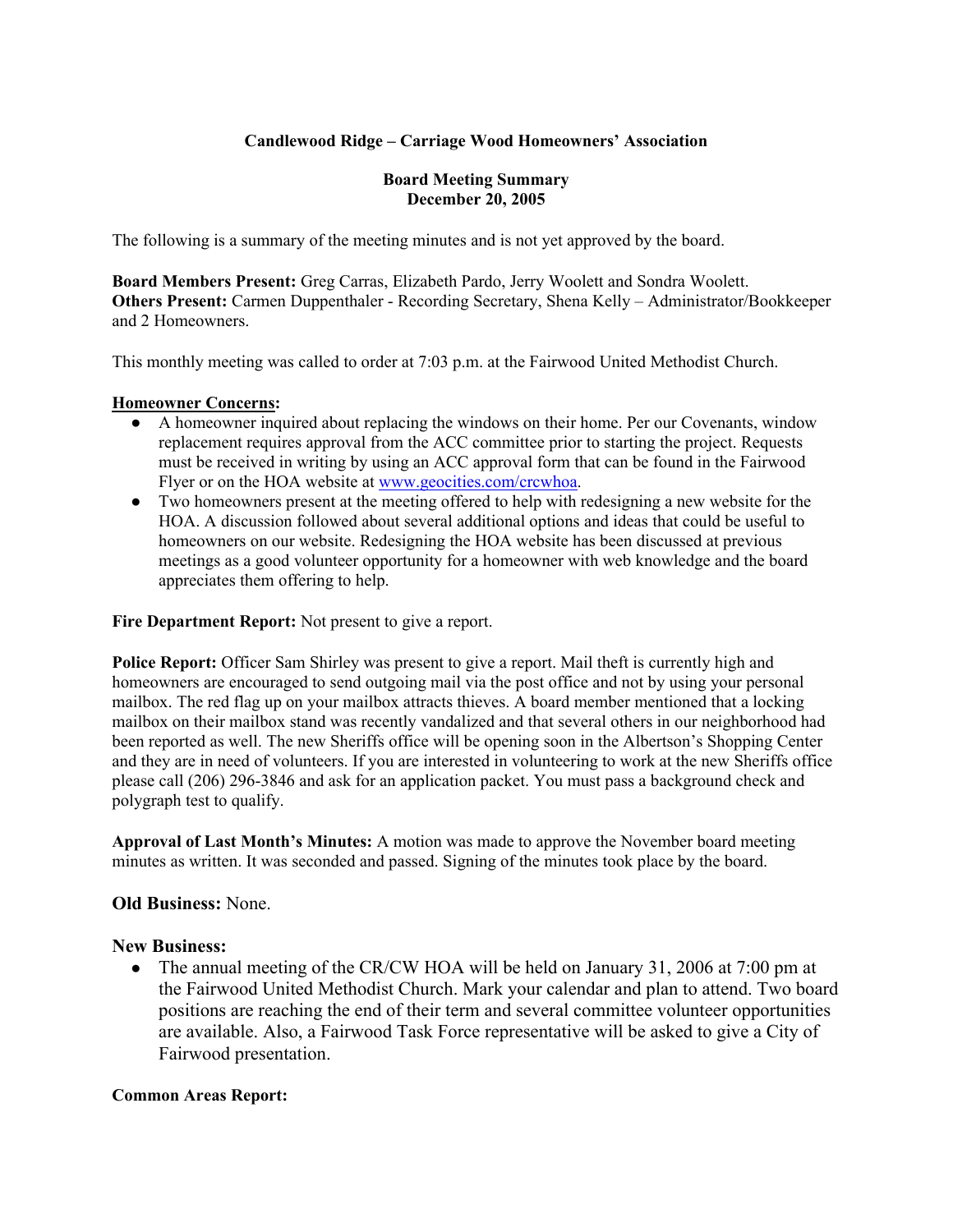**Candlewood Ridge – Carriage Wood Homeowners' Association**

**Board Meeting Summary**
**December 20, 2005**

The following is a summary of the meeting minutes and is not yet approved by the board.

**Board Members Present:** Greg Carras, Elizabeth Pardo, Jerry Woolett and Sondra Woolett.
**Others Present:** Carmen Duppenthaler - Recording Secretary, Shena Kelly – Administrator/Bookkeeper and 2 Homeowners.

This monthly meeting was called to order at 7:03 p.m. at the Fairwood United Methodist Church.

**Homeowner Concerns:**

- A homeowner inquired about replacing the windows on their home. Per our Covenants, window replacement requires approval from the ACC committee prior to starting the project. Requests must be received in writing by using an ACC approval form that can be found in the Fairwood Flyer or on the HOA website at www.geocities.com/crcwhoa.
- Two homeowners present at the meeting offered to help with redesigning a new website for the HOA. A discussion followed about several additional options and ideas that could be useful to homeowners on our website. Redesigning the HOA website has been discussed at previous meetings as a good volunteer opportunity for a homeowner with web knowledge and the board appreciates them offering to help.

**Fire Department Report:** Not present to give a report.

**Police Report:** Officer Sam Shirley was present to give a report. Mail theft is currently high and homeowners are encouraged to send outgoing mail via the post office and not by using your personal mailbox. The red flag up on your mailbox attracts thieves. A board member mentioned that a locking mailbox on their mailbox stand was recently vandalized and that several others in our neighborhood had been reported as well. The new Sheriffs office will be opening soon in the Albertson's Shopping Center and they are in need of volunteers. If you are interested in volunteering to work at the new Sheriffs office please call (206) 296-3846 and ask for an application packet. You must pass a background check and polygraph test to qualify.

**Approval of Last Month's Minutes:** A motion was made to approve the November board meeting minutes as written. It was seconded and passed. Signing of the minutes took place by the board.

**Old Business:** None.

**New Business:**

- The annual meeting of the CR/CW HOA will be held on January 31, 2006 at 7:00 pm at the Fairwood United Methodist Church. Mark your calendar and plan to attend. Two board positions are reaching the end of their term and several committee volunteer opportunities are available. Also, a Fairwood Task Force representative will be asked to give a City of Fairwood presentation.

**Common Areas Report:**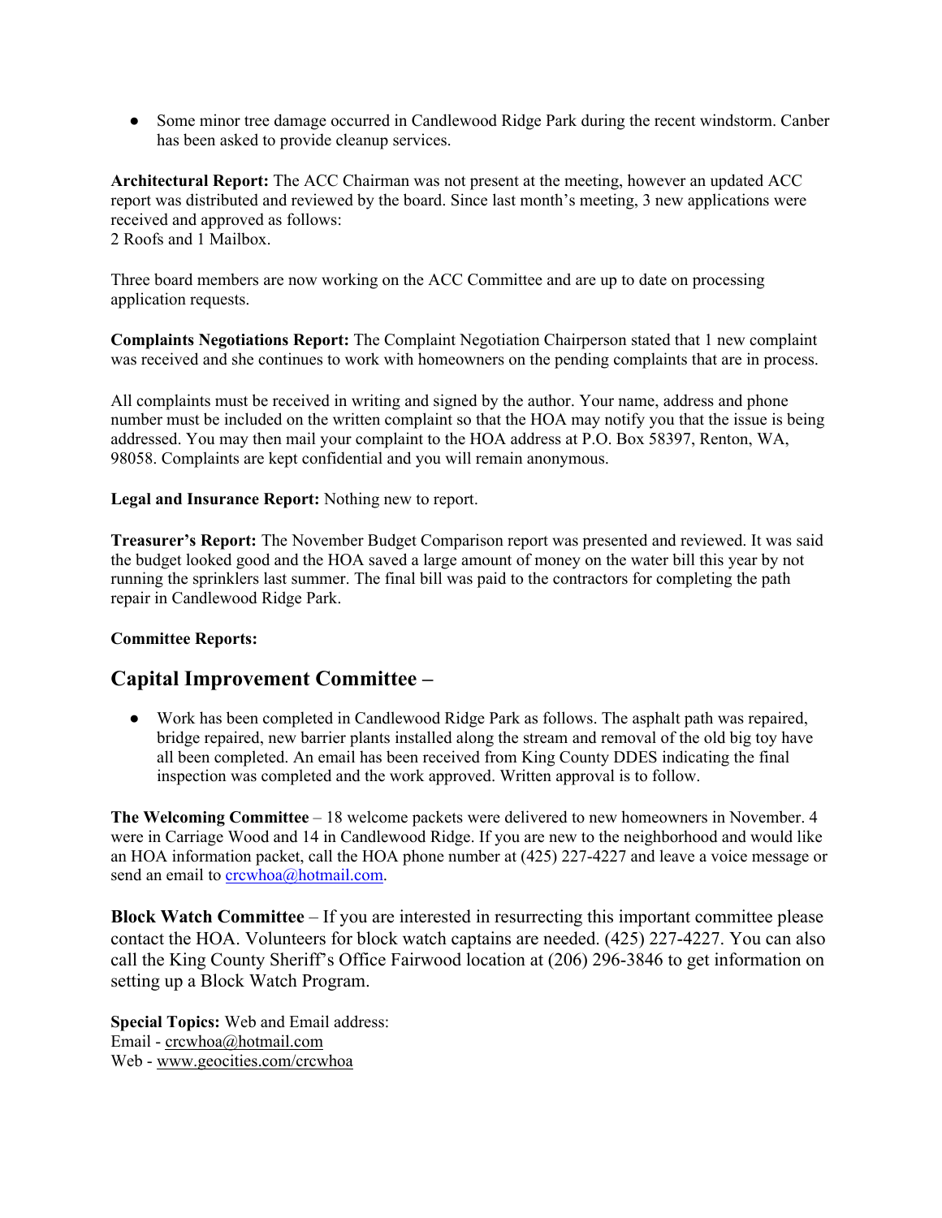- Some minor tree damage occurred in Candlewood Ridge Park during the recent windstorm. Canber has been asked to provide cleanup services.

**Architectural Report:** The ACC Chairman was not present at the meeting, however an updated ACC report was distributed and reviewed by the board. Since last month's meeting, 3 new applications were received and approved as follows:
2 Roofs and 1 Mailbox.

Three board members are now working on the ACC Committee and are up to date on processing application requests.

**Complaints Negotiations Report:** The Complaint Negotiation Chairperson stated that 1 new complaint was received and she continues to work with homeowners on the pending complaints that are in process.

All complaints must be received in writing and signed by the author. Your name, address and phone number must be included on the written complaint so that the HOA may notify you that the issue is being addressed. You may then mail your complaint to the HOA address at P.O. Box 58397, Renton, WA, 98058. Complaints are kept confidential and you will remain anonymous.

**Legal and Insurance Report:** Nothing new to report.

**Treasurer's Report:** The November Budget Comparison report was presented and reviewed. It was said the budget looked good and the HOA saved a large amount of money on the water bill this year by not running the sprinklers last summer. The final bill was paid to the contractors for completing the path repair in Candlewood Ridge Park.

**Committee Reports:**

## Capital Improvement Committee –

- Work has been completed in Candlewood Ridge Park as follows. The asphalt path was repaired, bridge repaired, new barrier plants installed along the stream and removal of the old big toy have all been completed. An email has been received from King County DDES indicating the final inspection was completed and the work approved. Written approval is to follow.

**The Welcoming Committee** – 18 welcome packets were delivered to new homeowners in November. 4 were in Carriage Wood and 14 in Candlewood Ridge. If you are new to the neighborhood and would like an HOA information packet, call the HOA phone number at (425) 227-4227 and leave a voice message or send an email to crcwhoa@hotmail.com.

**Block Watch Committee** – If you are interested in resurrecting this important committee please contact the HOA. Volunteers for block watch captains are needed. (425) 227-4227. You can also call the King County Sheriff's Office Fairwood location at (206) 296-3846 to get information on setting up a Block Watch Program.

**Special Topics:** Web and Email address:
Email - crcwhoa@hotmail.com
Web - www.geocities.com/crcwhoa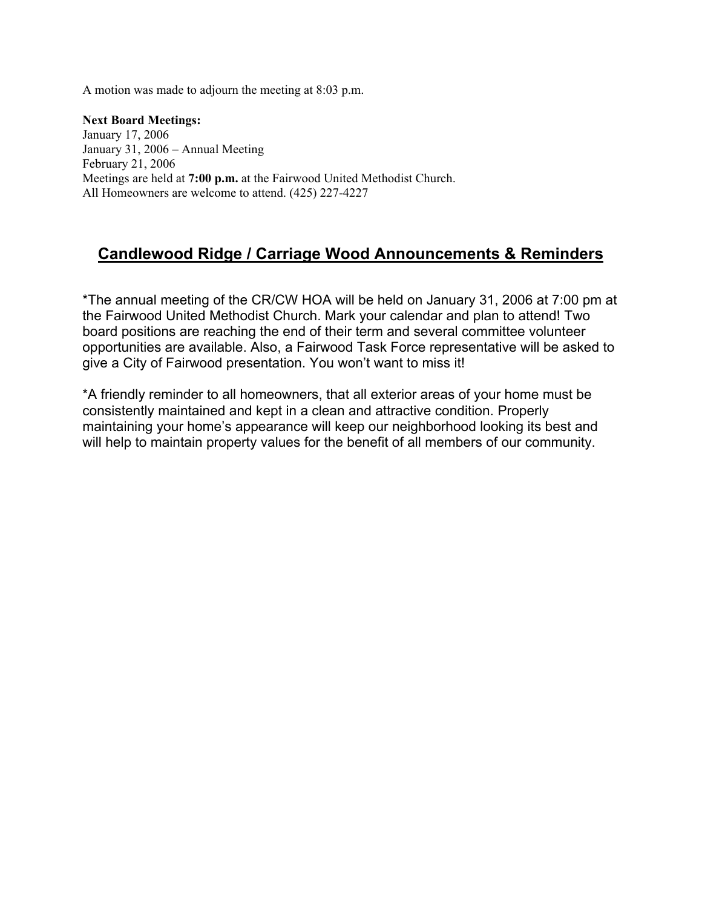A motion was made to adjourn the meeting at 8:03 p.m.

**Next Board Meetings:**
January 17, 2006
January 31, 2006 – Annual Meeting
February 21, 2006
Meetings are held at **7:00 p.m.** at the Fairwood United Methodist Church.
All Homeowners are welcome to attend. (425) 227-4227

## Candlewood Ridge / Carriage Wood Announcements & Reminders

*The annual meeting of the CR/CW HOA will be held on January 31, 2006 at 7:00 pm at the Fairwood United Methodist Church. Mark your calendar and plan to attend! Two board positions are reaching the end of their term and several committee volunteer opportunities are available. Also, a Fairwood Task Force representative will be asked to give a City of Fairwood presentation. You won't want to miss it!

*A friendly reminder to all homeowners, that all exterior areas of your home must be consistently maintained and kept in a clean and attractive condition. Properly maintaining your home's appearance will keep our neighborhood looking its best and will help to maintain property values for the benefit of all members of our community.